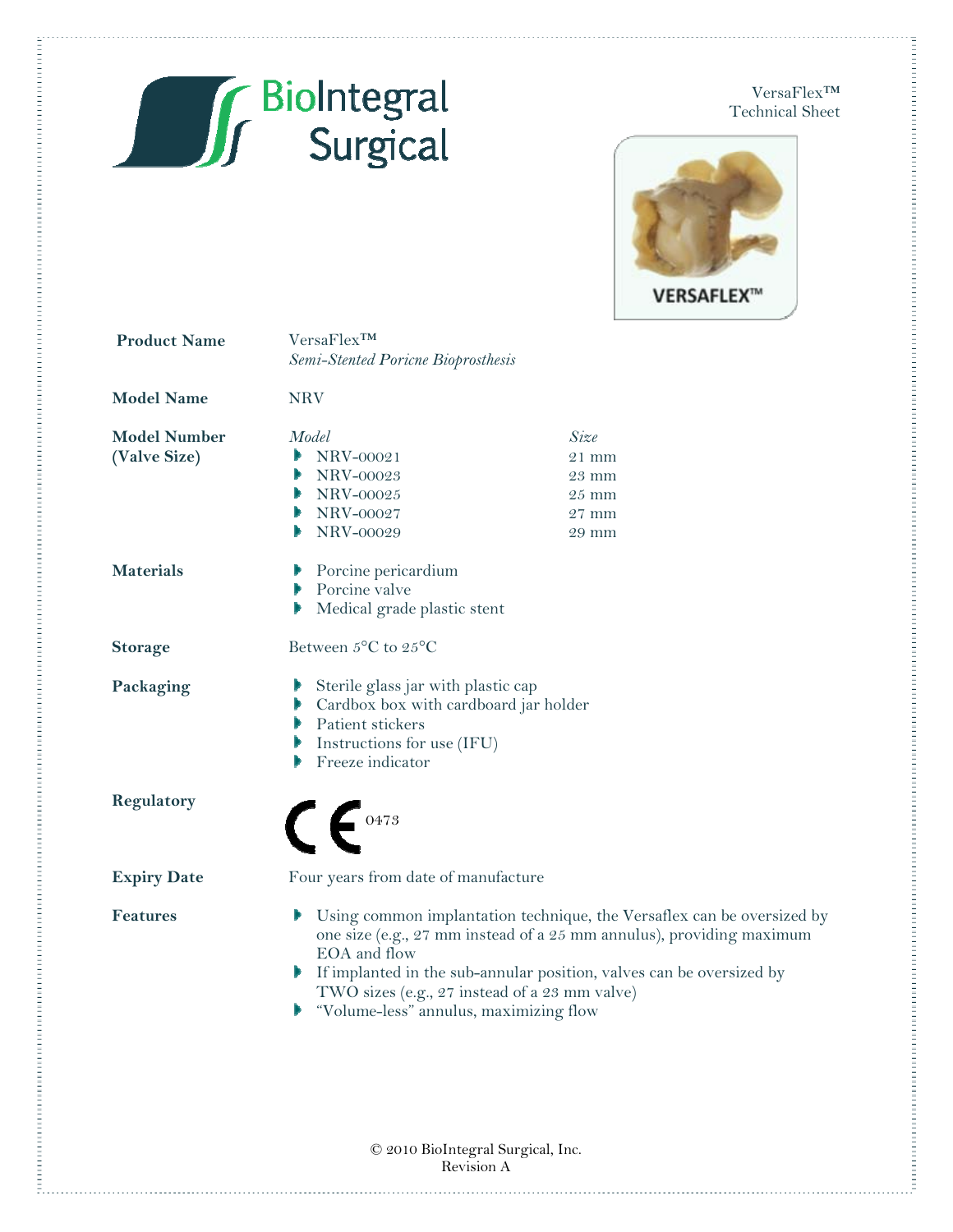BioIntegral Surgical

VersaFlex™
Technical Sheet

| | | |
|---|---|---|
| **Product Name** | VersaFlex™ *Semi-Stented Poricne Bioprosthesis* | |
| **Model Name** | NRV | |
| **Model Number (Valve Size)** | *Model* | *Size* |
| | NRV-00021 | 21 mm |
| | NRV-00023 | 23 mm |
| | NRV-00025 | 25 mm |
| | NRV-00027 | 27 mm |
| | NRV-00029 | 29 mm |

**Materials**

- Porcine pericardium
- Porcine valve
- Medical grade plastic stent

**Storage**

Between 5°C to 25°C

**Packaging**

- Sterile glass jar with plastic cap
- Cardbox box with cardboard jar holder
- Patient stickers
- Instructions for use (IFU)
- Freeze indicator

**Regulatory**

CE 0473

**Expiry Date**

Four years from date of manufacture

**Features**

- Using common implantation technique, the Versaflex can be oversized by one size (e.g., 27 mm instead of a 25 mm annulus), providing maximum EOA and flow
- If implanted in the sub-annular position, valves can be oversized by TWO sizes (e.g., 27 instead of a 23 mm valve)
- "Volume-less" annulus, maximizing flow

© 2010 BioIntegral Surgical, Inc.
Revision A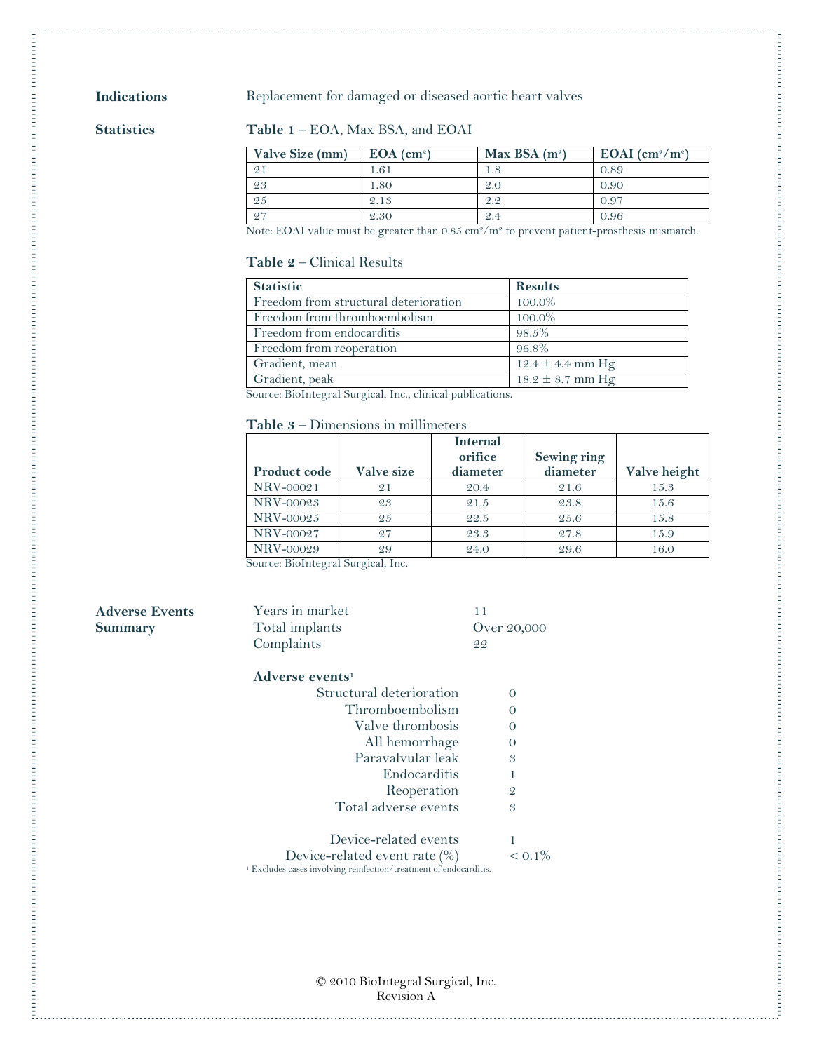**Indications**

Replacement for damaged or diseased aortic heart valves

**Statistics**

**Table 1** – EOA, Max BSA, and EOAI

| Valve Size (mm) | EOA ($cm^2$) | Max BSA ($m^2$) | EOAI ($cm^2/m^2$) |
|---|---|---|---|
| 21 | 1.61 | 1.8 | 0.89 |
| 23 | 1.80 | 2.0 | 0.90 |
| 25 | 2.13 | 2.2 | 0.97 |
| 27 | 2.30 | 2.4 | 0.96 |

Note: EOAI value must be greater than 0.85 $cm^2/m^2$ to prevent patient-prosthesis mismatch.

**Table 2** – Clinical Results

| Statistic | Results |
|---|---|
| Freedom from structural deterioration | 100.0% |
| Freedom from thromboembolism | 100.0% |
| Freedom from endocarditis | 98.5% |
| Freedom from reoperation | 96.8% |
| Gradient, mean | 12.4 ± 4.4 mm Hg |
| Gradient, peak | 18.2 ± 8.7 mm Hg |

Source: BioIntegral Surgical, Inc., clinical publications.

**Table 3** – Dimensions in millimeters

| Product code | Valve size | Internal orifice diameter | Sewing ring diameter | Valve height |
|---|---|---|---|---|
| NRV-00021 | 21 | 20.4 | 21.6 | 15.3 |
| NRV-00023 | 23 | 21.5 | 23.8 | 15.6 |
| NRV-00025 | 25 | 22.5 | 25.6 | 15.8 |
| NRV-00027 | 27 | 23.3 | 27.8 | 15.9 |
| NRV-00029 | 29 | 24.0 | 29.6 | 16.0 |

Source: BioIntegral Surgical, Inc.

**Adverse Events Summary**

| | |
|---|---|
| Years in market | 11 |
| Total implants | Over 20,000 |
| Complaints | 22 |

**Adverse events**[1]

| | |
|---|---|
| Structural deterioration | 0 |
| Thromboembolism | 0 |
| Valve thrombosis | 0 |
| All hemorrhage | 0 |
| Paravalvular leak | 3 |
| Endocarditis | 1 |
| Reoperation | 2 |
| Total adverse events | 3 |
| Device-related events | 1 |
| Device-related event rate (%) | < 0.1% |

[1] Excludes cases involving reinfection/treatment of endocarditis.

© 2010 BioIntegral Surgical, Inc.
Revision A